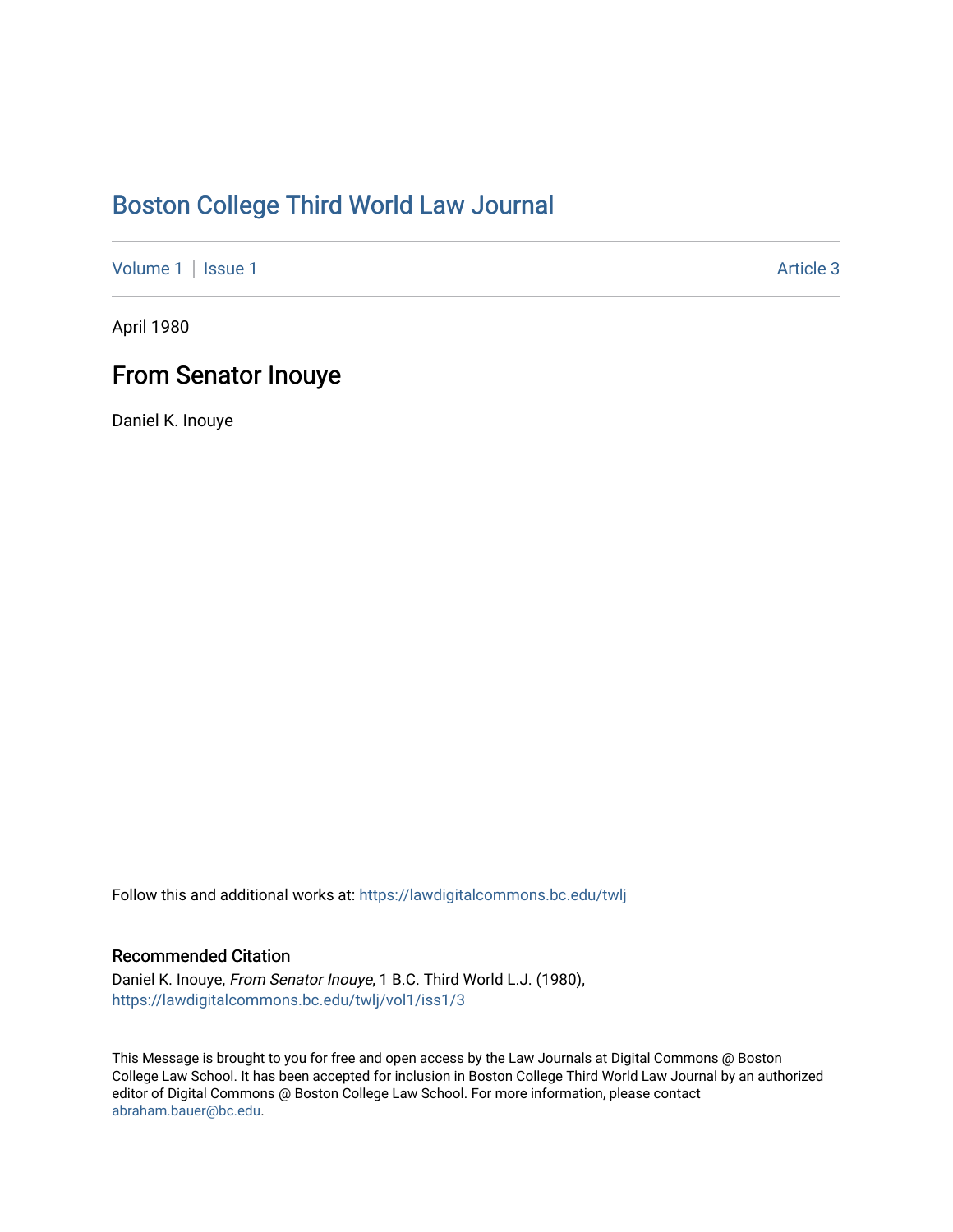# Boston College Third World Law Journal

Volume 1 | Issue 1 Article 3

April 1980

## From Senator Inouye

Daniel K. Inouye

Follow this and additional works at: https://lawdigitalcommons.bc.edu/twlj

### Recommended Citation

Daniel K. Inouye, *From Senator Inouye*, 1 B.C. Third World L.J. (1980), https://lawdigitalcommons.bc.edu/twlj/vol1/iss1/3

This Message is brought to you for free and open access by the Law Journals at Digital Commons @ Boston College Law School. It has been accepted for inclusion in Boston College Third World Law Journal by an authorized editor of Digital Commons @ Boston College Law School. For more information, please contact abraham.bauer@bc.edu.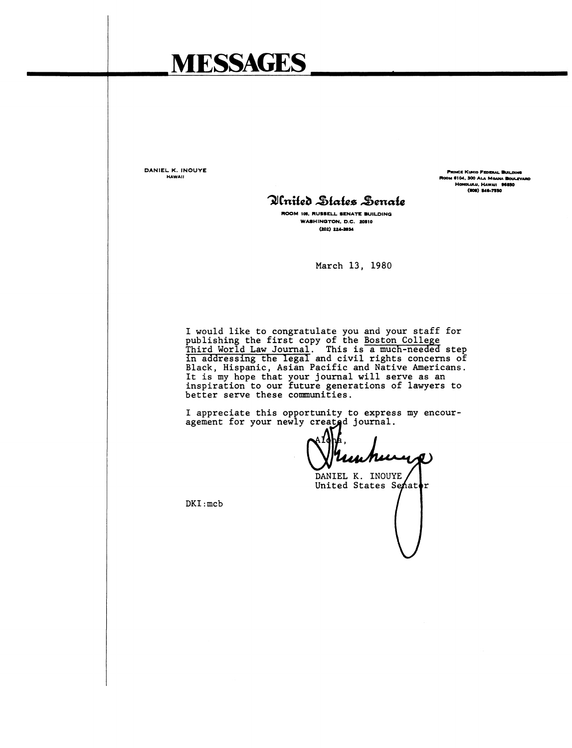# MESSAGES

DANIEL K. INOUYE
HAWAII

PRINCE KUHIO FEDERAL BUILDING
ROOM 6104, 300 ALA MOANA BOULEVARD
HONOLULU, HAWAII 96850
(808) 546-7550

United States Senate

ROOM 105, RUSSELL SENATE BUILDING
WASHINGTON, D.C. 20510
(202) 224-3934

March 13, 1980

I would like to congratulate you and your staff for publishing the first copy of the Boston College Third World Law Journal. This is a much-needed step in addressing the legal and civil rights concerns of Black, Hispanic, Asian Pacific and Native Americans. It is my hope that your journal will serve as an inspiration to our future generations of lawyers to better serve these communities.

I appreciate this opportunity to express my encouragement for your newly created journal.

Aloha,

DANIEL K. INOUYE
United States Senator

DKI:mcb